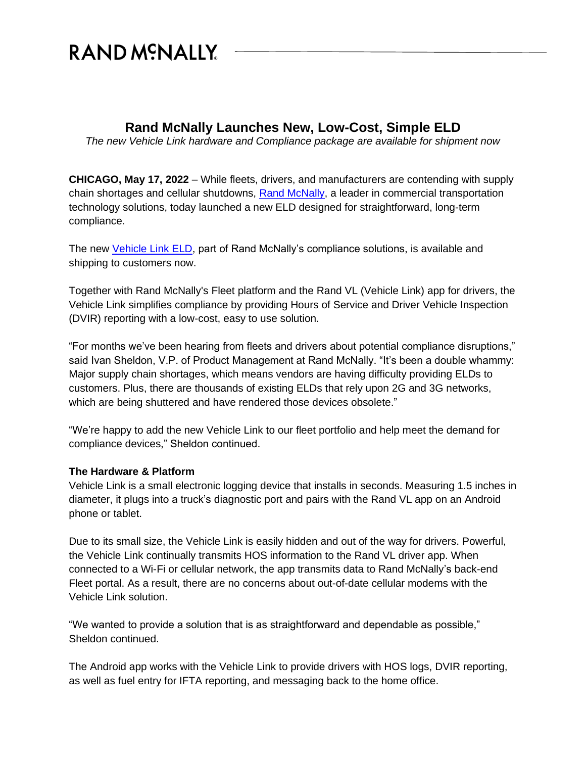# RAND McNALLY

## Rand McNally Launches New, Low-Cost, Simple ELD

*The new Vehicle Link hardware and Compliance package are available for shipment now*

**CHICAGO, May 17, 2022** – While fleets, drivers, and manufacturers are contending with supply chain shortages and cellular shutdowns, Rand McNally, a leader in commercial transportation technology solutions, today launched a new ELD designed for straightforward, long-term compliance.

The new Vehicle Link ELD, part of Rand McNally's compliance solutions, is available and shipping to customers now.

Together with Rand McNally's Fleet platform and the Rand VL (Vehicle Link) app for drivers, the Vehicle Link simplifies compliance by providing Hours of Service and Driver Vehicle Inspection (DVIR) reporting with a low-cost, easy to use solution.

"For months we've been hearing from fleets and drivers about potential compliance disruptions," said Ivan Sheldon, V.P. of Product Management at Rand McNally. "It's been a double whammy: Major supply chain shortages, which means vendors are having difficulty providing ELDs to customers. Plus, there are thousands of existing ELDs that rely upon 2G and 3G networks, which are being shuttered and have rendered those devices obsolete."

"We're happy to add the new Vehicle Link to our fleet portfolio and help meet the demand for compliance devices," Sheldon continued.

**The Hardware & Platform**

Vehicle Link is a small electronic logging device that installs in seconds. Measuring 1.5 inches in diameter, it plugs into a truck's diagnostic port and pairs with the Rand VL app on an Android phone or tablet.

Due to its small size, the Vehicle Link is easily hidden and out of the way for drivers. Powerful, the Vehicle Link continually transmits HOS information to the Rand VL driver app. When connected to a Wi-Fi or cellular network, the app transmits data to Rand McNally's back-end Fleet portal. As a result, there are no concerns about out-of-date cellular modems with the Vehicle Link solution.

"We wanted to provide a solution that is as straightforward and dependable as possible," Sheldon continued.

The Android app works with the Vehicle Link to provide drivers with HOS logs, DVIR reporting, as well as fuel entry for IFTA reporting, and messaging back to the home office.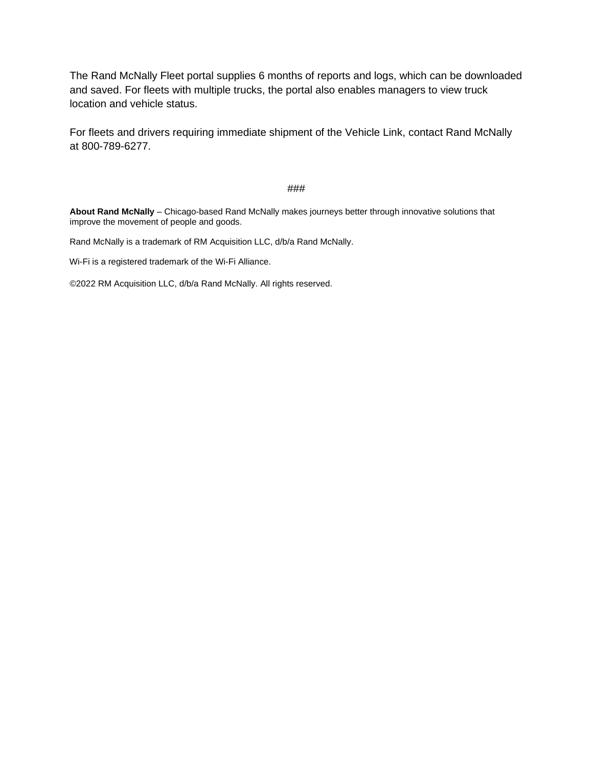The Rand McNally Fleet portal supplies 6 months of reports and logs, which can be downloaded and saved. For fleets with multiple trucks, the portal also enables managers to view truck location and vehicle status.

For fleets and drivers requiring immediate shipment of the Vehicle Link, contact Rand McNally at 800-789-6277.

###

**About Rand McNally** – Chicago-based Rand McNally makes journeys better through innovative solutions that improve the movement of people and goods.

Rand McNally is a trademark of RM Acquisition LLC, d/b/a Rand McNally.

Wi-Fi is a registered trademark of the Wi-Fi Alliance.

©2022 RM Acquisition LLC, d/b/a Rand McNally. All rights reserved.